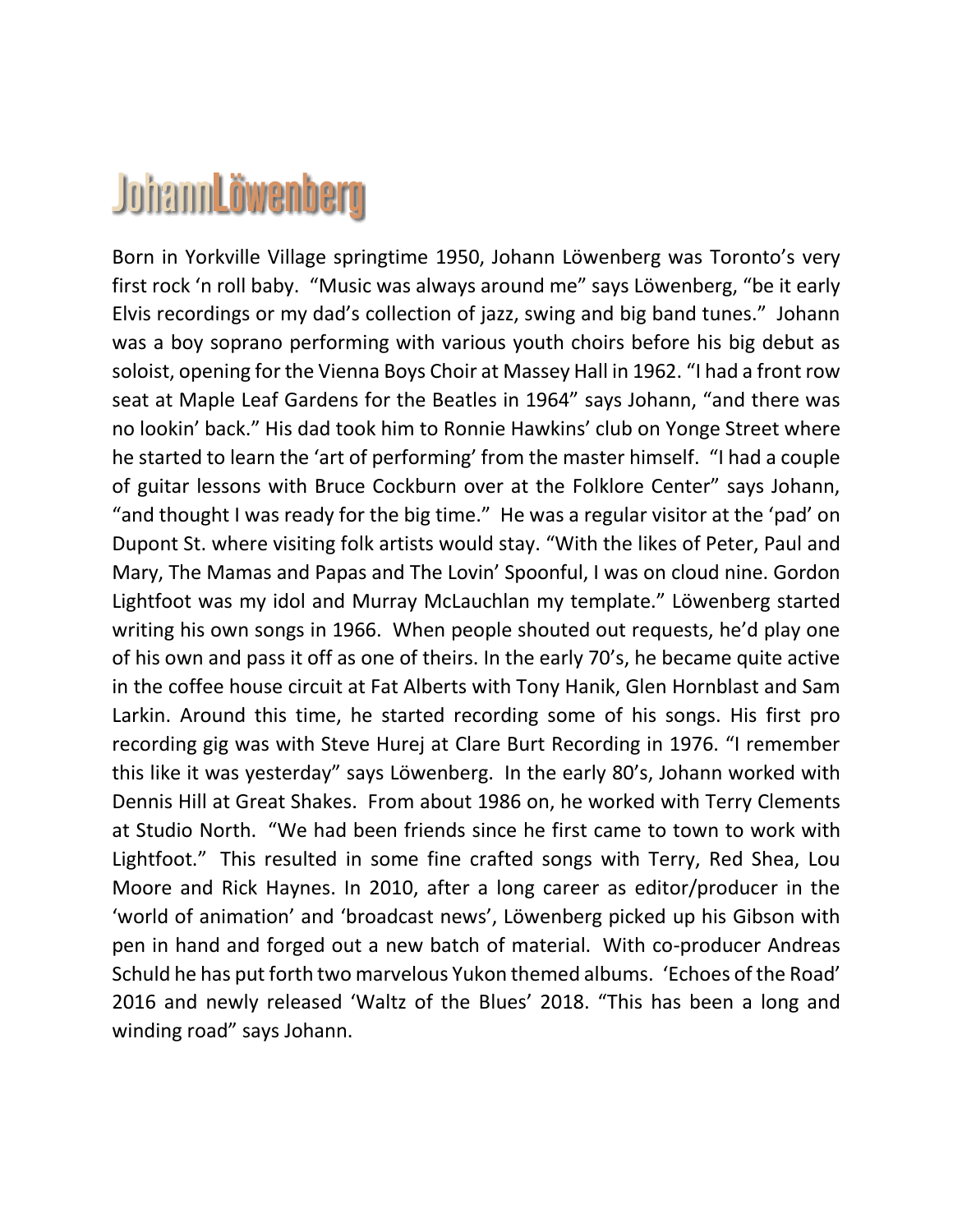# JohannLöwenberg

Born in Yorkville Village springtime 1950, Johann Löwenberg was Toronto's very first rock 'n roll baby. "Music was always around me" says Löwenberg, "be it early Elvis recordings or my dad's collection of jazz, swing and big band tunes." Johann was a boy soprano performing with various youth choirs before his big debut as soloist, opening for the Vienna Boys Choir at Massey Hall in 1962. "I had a front row seat at Maple Leaf Gardens for the Beatles in 1964" says Johann, "and there was no lookin' back." His dad took him to Ronnie Hawkins' club on Yonge Street where he started to learn the 'art of performing' from the master himself. "I had a couple of guitar lessons with Bruce Cockburn over at the Folklore Center" says Johann, "and thought I was ready for the big time." He was a regular visitor at the 'pad' on Dupont St. where visiting folk artists would stay. "With the likes of Peter, Paul and Mary, The Mamas and Papas and The Lovin' Spoonful, I was on cloud nine. Gordon Lightfoot was my idol and Murray McLauchlan my template." Löwenberg started writing his own songs in 1966. When people shouted out requests, he'd play one of his own and pass it off as one of theirs. In the early 70's, he became quite active in the coffee house circuit at Fat Alberts with Tony Hanik, Glen Hornblast and Sam Larkin. Around this time, he started recording some of his songs. His first pro recording gig was with Steve Hurej at Clare Burt Recording in 1976. "I remember this like it was yesterday" says Löwenberg. In the early 80's, Johann worked with Dennis Hill at Great Shakes. From about 1986 on, he worked with Terry Clements at Studio North. "We had been friends since he first came to town to work with Lightfoot." This resulted in some fine crafted songs with Terry, Red Shea, Lou Moore and Rick Haynes. In 2010, after a long career as editor/producer in the 'world of animation' and 'broadcast news', Löwenberg picked up his Gibson with pen in hand and forged out a new batch of material. With co-producer Andreas Schuld he has put forth two marvelous Yukon themed albums. 'Echoes of the Road' 2016 and newly released 'Waltz of the Blues' 2018. "This has been a long and winding road" says Johann.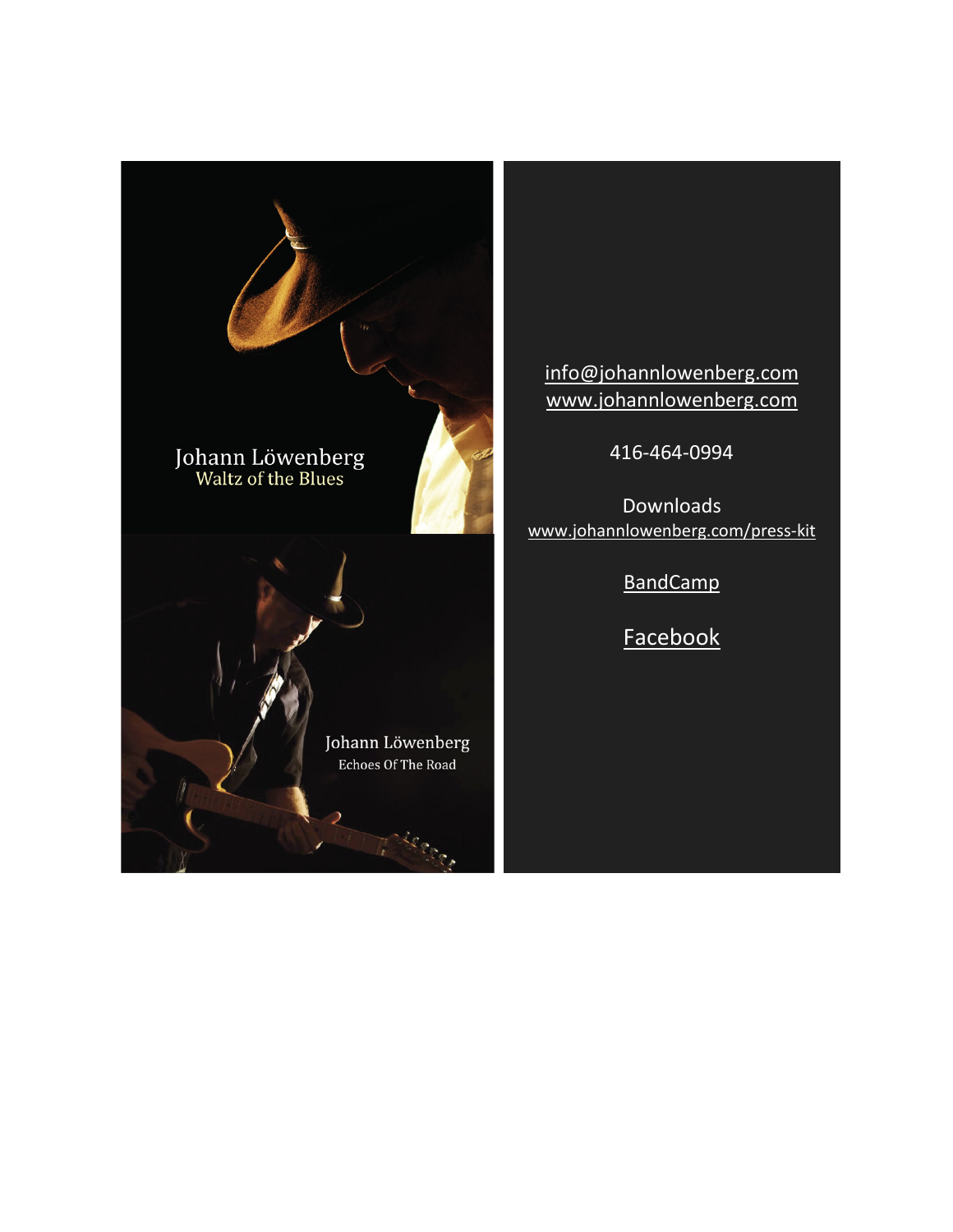Johann Löwenberg
Waltz of the Blues

Johann Löwenberg
Echoes Of The Road

info@johannlowenberg.com
www.johannlowenberg.com

416-464-0994

Downloads
www.johannlowenberg.com/press-kit

BandCamp

Facebook